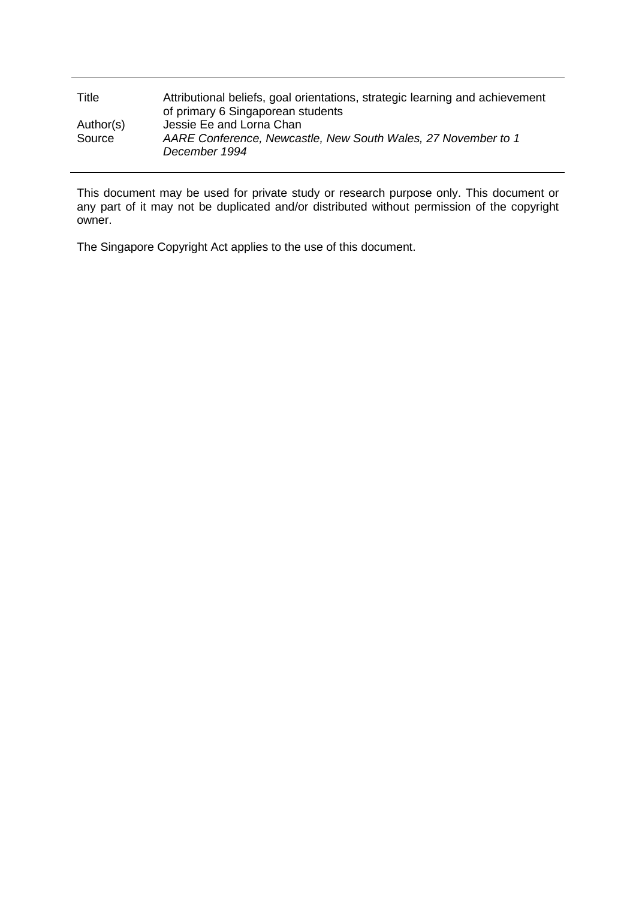| Title | Attributional beliefs, goal orientations, strategic learning and achievement of primary 6 Singaporean students |
|---|---|
| Author(s) | Jessie Ee and Lorna Chan |
| Source | *AARE Conference, Newcastle, New South Wales, 27 November to 1 December 1994* |

This document may be used for private study or research purpose only. This document or any part of it may not be duplicated and/or distributed without permission of the copyright owner.

The Singapore Copyright Act applies to the use of this document.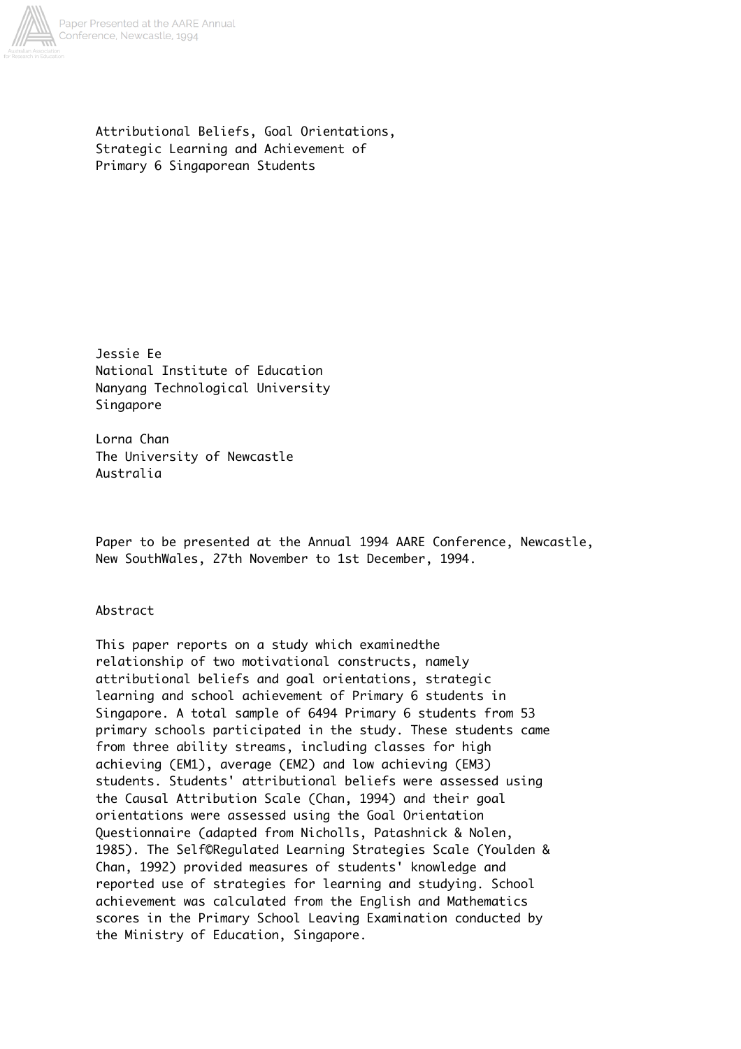# Attributional Beliefs, Goal Orientations, Strategic Learning and Achievement of Primary 6 Singaporean Students

Jessie Ee
National Institute of Education
Nanyang Technological University
Singapore

Lorna Chan
The University of Newcastle
Australia

Paper to be presented at the Annual 1994 AARE Conference, Newcastle, New SouthWales, 27th November to 1st December, 1994.

## Abstract

This paper reports on a study which examinedthe relationship of two motivational constructs, namely attributional beliefs and goal orientations, strategic learning and school achievement of Primary 6 students in Singapore. A total sample of 6494 Primary 6 students from 53 primary schools participated in the study. These students came from three ability streams, including classes for high achieving (EM1), average (EM2) and low achieving (EM3) students. Students' attributional beliefs were assessed using the Causal Attribution Scale (Chan, 1994) and their goal orientations were assessed using the Goal Orientation Questionnaire (adapted from Nicholls, Patashnick & Nolen, 1985). The Self©Regulated Learning Strategies Scale (Youlden & Chan, 1992) provided measures of students' knowledge and reported use of strategies for learning and studying. School achievement was calculated from the English and Mathematics scores in the Primary School Leaving Examination conducted by the Ministry of Education, Singapore.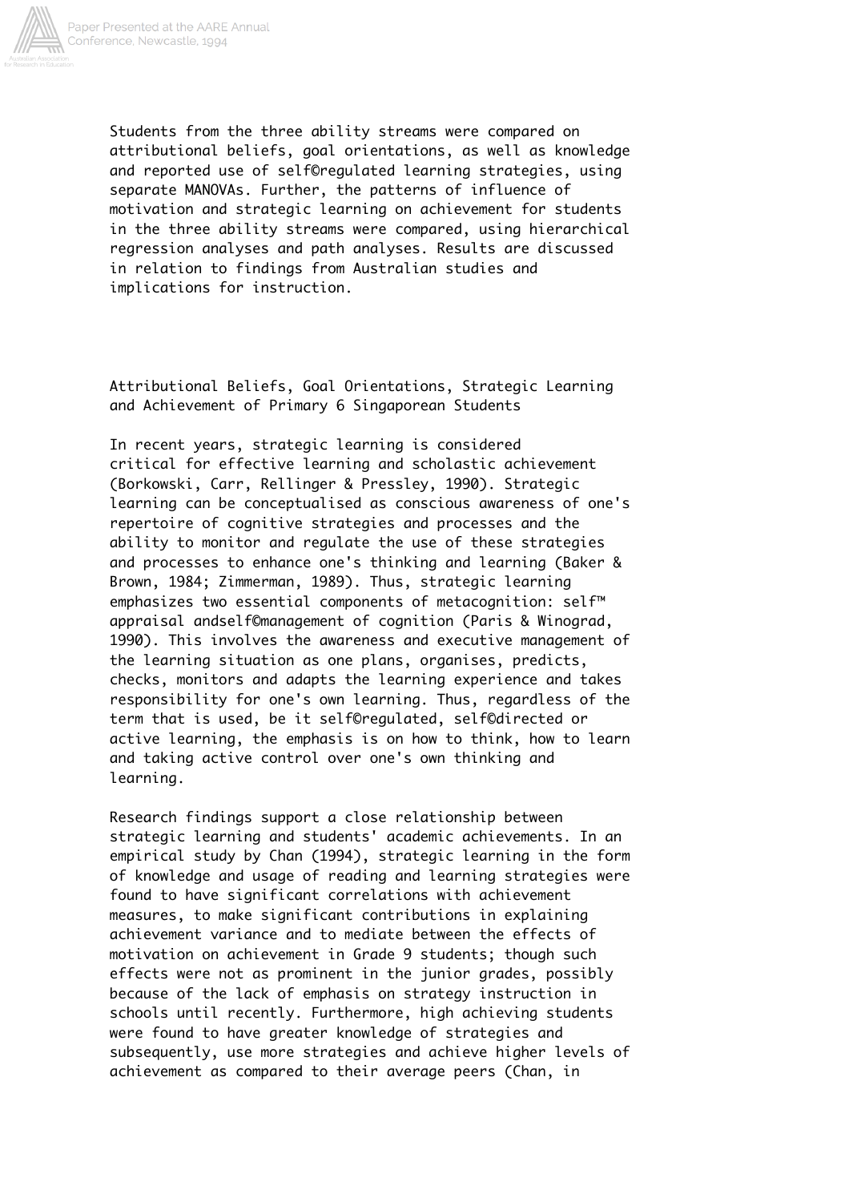Students from the three ability streams were compared on attributional beliefs, goal orientations, as well as knowledge and reported use of self©regulated learning strategies, using separate MANOVAs. Further, the patterns of influence of motivation and strategic learning on achievement for students in the three ability streams were compared, using hierarchical regression analyses and path analyses. Results are discussed in relation to findings from Australian studies and implications for instruction.

## Attributional Beliefs, Goal Orientations, Strategic Learning and Achievement of Primary 6 Singaporean Students

In recent years, strategic learning is considered critical for effective learning and scholastic achievement (Borkowski, Carr, Rellinger & Pressley, 1990). Strategic learning can be conceptualised as conscious awareness of one's repertoire of cognitive strategies and processes and the ability to monitor and regulate the use of these strategies and processes to enhance one's thinking and learning (Baker & Brown, 1984; Zimmerman, 1989). Thus, strategic learning emphasizes two essential components of metacognition: self™ appraisal andself©management of cognition (Paris & Winograd, 1990). This involves the awareness and executive management of the learning situation as one plans, organises, predicts, checks, monitors and adapts the learning experience and takes responsibility for one's own learning. Thus, regardless of the term that is used, be it self©regulated, self©directed or active learning, the emphasis is on how to think, how to learn and taking active control over one's own thinking and learning.

Research findings support a close relationship between strategic learning and students' academic achievements. In an empirical study by Chan (1994), strategic learning in the form of knowledge and usage of reading and learning strategies were found to have significant correlations with achievement measures, to make significant contributions in explaining achievement variance and to mediate between the effects of motivation on achievement in Grade 9 students; though such effects were not as prominent in the junior grades, possibly because of the lack of emphasis on strategy instruction in schools until recently. Furthermore, high achieving students were found to have greater knowledge of strategies and subsequently, use more strategies and achieve higher levels of achievement as compared to their average peers (Chan, in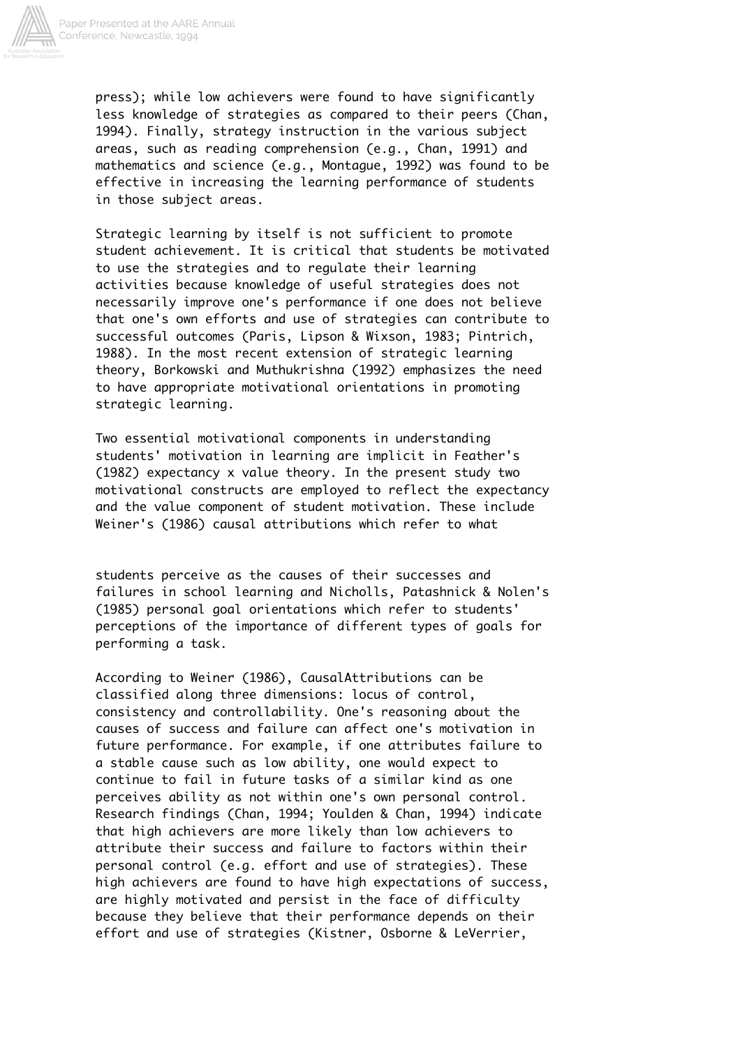press); while low achievers were found to have significantly less knowledge of strategies as compared to their peers (Chan, 1994). Finally, strategy instruction in the various subject areas, such as reading comprehension (e.g., Chan, 1991) and mathematics and science (e.g., Montague, 1992) was found to be effective in increasing the learning performance of students in those subject areas.

Strategic learning by itself is not sufficient to promote student achievement. It is critical that students be motivated to use the strategies and to regulate their learning activities because knowledge of useful strategies does not necessarily improve one's performance if one does not believe that one's own efforts and use of strategies can contribute to successful outcomes (Paris, Lipson & Wixson, 1983; Pintrich, 1988). In the most recent extension of strategic learning theory, Borkowski and Muthukrishna (1992) emphasizes the need to have appropriate motivational orientations in promoting strategic learning.

Two essential motivational components in understanding students' motivation in learning are implicit in Feather's (1982) expectancy x value theory. In the present study two motivational constructs are employed to reflect the expectancy and the value component of student motivation. These include Weiner's (1986) causal attributions which refer to what students perceive as the causes of their successes and failures in school learning and Nicholls, Patashnick & Nolen's (1985) personal goal orientations which refer to students' perceptions of the importance of different types of goals for performing a task.

According to Weiner (1986), CausalAttributions can be classified along three dimensions: locus of control, consistency and controllability. One's reasoning about the causes of success and failure can affect one's motivation in future performance. For example, if one attributes failure to a stable cause such as low ability, one would expect to continue to fail in future tasks of a similar kind as one perceives ability as not within one's own personal control. Research findings (Chan, 1994; Youlden & Chan, 1994) indicate that high achievers are more likely than low achievers to attribute their success and failure to factors within their personal control (e.g. effort and use of strategies). These high achievers are found to have high expectations of success, are highly motivated and persist in the face of difficulty because they believe that their performance depends on their effort and use of strategies (Kistner, Osborne & LeVerrier,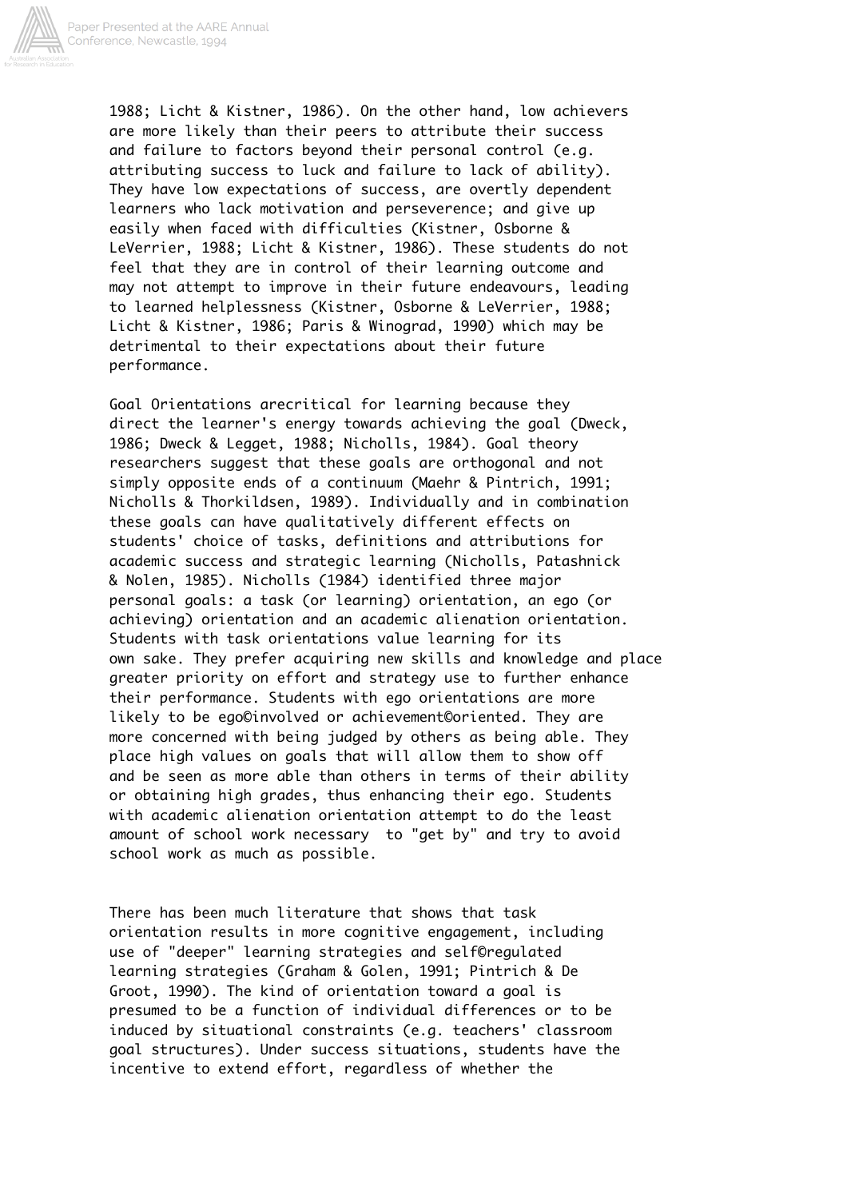1988; Licht & Kistner, 1986). On the other hand, low achievers are more likely than their peers to attribute their success and failure to factors beyond their personal control (e.g. attributing success to luck and failure to lack of ability). They have low expectations of success, are overtly dependent learners who lack motivation and perseverence; and give up easily when faced with difficulties (Kistner, Osborne & LeVerrier, 1988; Licht & Kistner, 1986). These students do not feel that they are in control of their learning outcome and may not attempt to improve in their future endeavours, leading to learned helplessness (Kistner, Osborne & LeVerrier, 1988; Licht & Kistner, 1986; Paris & Winograd, 1990) which may be detrimental to their expectations about their future performance.

Goal Orientations arecritical for learning because they direct the learner's energy towards achieving the goal (Dweck, 1986; Dweck & Legget, 1988; Nicholls, 1984). Goal theory researchers suggest that these goals are orthogonal and not simply opposite ends of a continuum (Maehr & Pintrich, 1991; Nicholls & Thorkildsen, 1989). Individually and in combination these goals can have qualitatively different effects on students' choice of tasks, definitions and attributions for academic success and strategic learning (Nicholls, Patashnick & Nolen, 1985). Nicholls (1984) identified three major personal goals: a task (or learning) orientation, an ego (or achieving) orientation and an academic alienation orientation. Students with task orientations value learning for its own sake. They prefer acquiring new skills and knowledge and place greater priority on effort and strategy use to further enhance their performance. Students with ego orientations are more likely to be ego©involved or achievement©oriented. They are more concerned with being judged by others as being able. They place high values on goals that will allow them to show off and be seen as more able than others in terms of their ability or obtaining high grades, thus enhancing their ego. Students with academic alienation orientation attempt to do the least amount of school work necessary to "get by" and try to avoid school work as much as possible.

There has been much literature that shows that task orientation results in more cognitive engagement, including use of "deeper" learning strategies and self©regulated learning strategies (Graham & Golen, 1991; Pintrich & De Groot, 1990). The kind of orientation toward a goal is presumed to be a function of individual differences or to be induced by situational constraints (e.g. teachers' classroom goal structures). Under success situations, students have the incentive to extend effort, regardless of whether the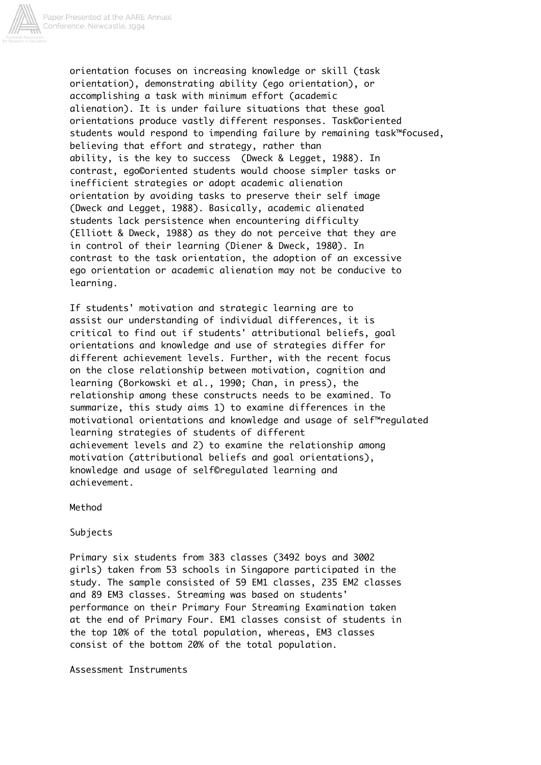orientation focuses on increasing knowledge or skill (task orientation), demonstrating ability (ego orientation), or accomplishing a task with minimum effort (academic alienation). It is under failure situations that these goal orientations produce vastly different responses. Task©oriented students would respond to impending failure by remaining task™focused, believing that effort and strategy, rather than ability, is the key to success (Dweck & Legget, 1988). In contrast, ego©oriented students would choose simpler tasks or inefficient strategies or adopt academic alienation orientation by avoiding tasks to preserve their self image (Dweck and Legget, 1988). Basically, academic alienated students lack persistence when encountering difficulty (Elliott & Dweck, 1988) as they do not perceive that they are in control of their learning (Diener & Dweck, 1980). In contrast to the task orientation, the adoption of an excessive ego orientation or academic alienation may not be conducive to learning.

If students' motivation and strategic learning are to assist our understanding of individual differences, it is critical to find out if students' attributional beliefs, goal orientations and knowledge and use of strategies differ for different achievement levels. Further, with the recent focus on the close relationship between motivation, cognition and learning (Borkowski et al., 1990; Chan, in press), the relationship among these constructs needs to be examined. To summarize, this study aims 1) to examine differences in the motivational orientations and knowledge and usage of self™regulated learning strategies of students of different achievement levels and 2) to examine the relationship among motivation (attributional beliefs and goal orientations), knowledge and usage of self©regulated learning and achievement.

## Method

### Subjects

Primary six students from 383 classes (3492 boys and 3002 girls) taken from 53 schools in Singapore participated in the study. The sample consisted of 59 EM1 classes, 235 EM2 classes and 89 EM3 classes. Streaming was based on students' performance on their Primary Four Streaming Examination taken at the end of Primary Four. EM1 classes consist of students in the top 10% of the total population, whereas, EM3 classes consist of the bottom 20% of the total population.

### Assessment Instruments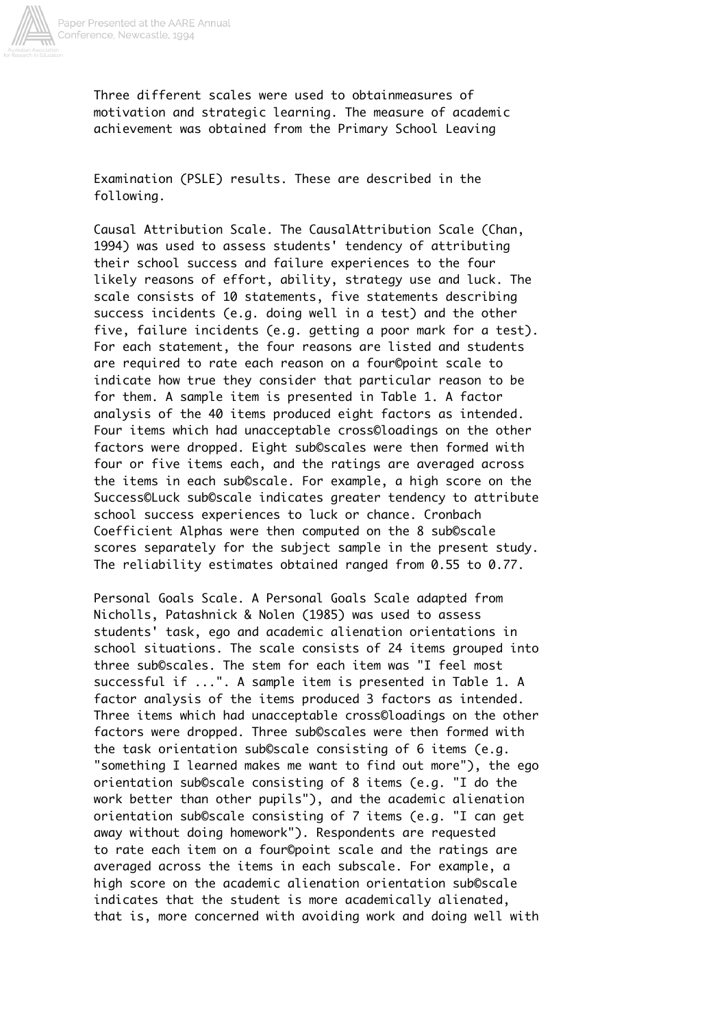Three different scales were used to obtainmeasures of motivation and strategic learning. The measure of academic achievement was obtained from the Primary School Leaving Examination (PSLE) results. These are described in the following.

Causal Attribution Scale. The CausalAttribution Scale (Chan, 1994) was used to assess students' tendency of attributing their school success and failure experiences to the four likely reasons of effort, ability, strategy use and luck. The scale consists of 10 statements, five statements describing success incidents (e.g. doing well in a test) and the other five, failure incidents (e.g. getting a poor mark for a test). For each statement, the four reasons are listed and students are required to rate each reason on a four©point scale to indicate how true they consider that particular reason to be for them. A sample item is presented in Table 1. A factor analysis of the 40 items produced eight factors as intended. Four items which had unacceptable cross©loadings on the other factors were dropped. Eight sub©scales were then formed with four or five items each, and the ratings are averaged across the items in each sub©scale. For example, a high score on the Success©Luck sub©scale indicates greater tendency to attribute school success experiences to luck or chance. Cronbach Coefficient Alphas were then computed on the 8 sub©scale scores separately for the subject sample in the present study. The reliability estimates obtained ranged from 0.55 to 0.77.

Personal Goals Scale. A Personal Goals Scale adapted from Nicholls, Patashnick & Nolen (1985) was used to assess students' task, ego and academic alienation orientations in school situations. The scale consists of 24 items grouped into three sub©scales. The stem for each item was "I feel most successful if ...". A sample item is presented in Table 1. A factor analysis of the items produced 3 factors as intended. Three items which had unacceptable cross©loadings on the other factors were dropped. Three sub©scales were then formed with the task orientation sub©scale consisting of 6 items (e.g. "something I learned makes me want to find out more"), the ego orientation sub©scale consisting of 8 items (e.g. "I do the work better than other pupils"), and the academic alienation orientation sub©scale consisting of 7 items (e.g. "I can get away without doing homework"). Respondents are requested to rate each item on a four©point scale and the ratings are averaged across the items in each subscale. For example, a high score on the academic alienation orientation sub©scale indicates that the student is more academically alienated, that is, more concerned with avoiding work and doing well with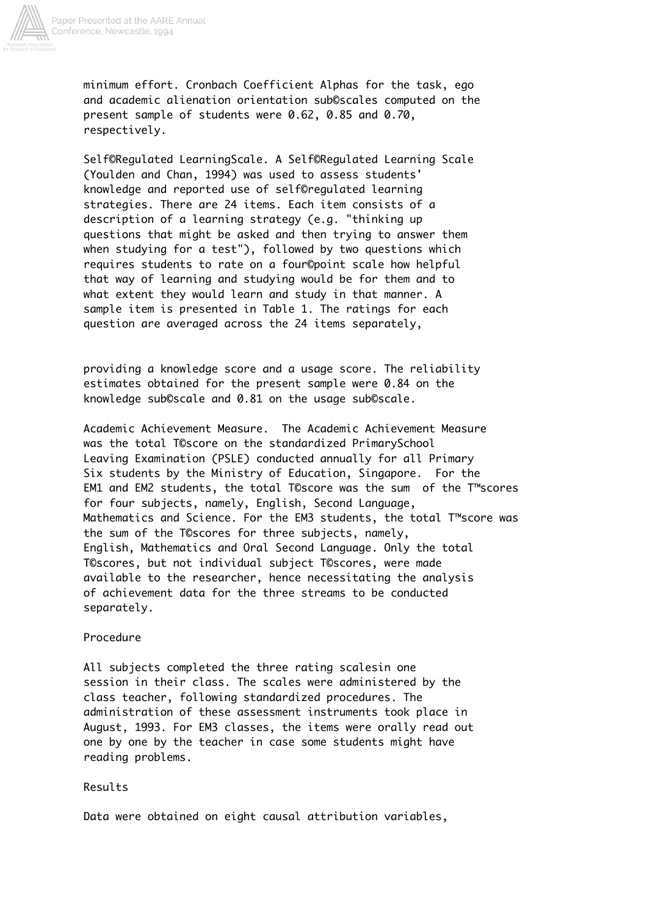minimum effort. Cronbach Coefficient Alphas for the task, ego and academic alienation orientation sub©scales computed on the present sample of students were 0.62, 0.85 and 0.70, respectively.

Self©Regulated LearningScale. A Self©Regulated Learning Scale (Youlden and Chan, 1994) was used to assess students' knowledge and reported use of self©regulated learning strategies. There are 24 items. Each item consists of a description of a learning strategy (e.g. "thinking up questions that might be asked and then trying to answer them when studying for a test"), followed by two questions which requires students to rate on a four©point scale how helpful that way of learning and studying would be for them and to what extent they would learn and study in that manner. A sample item is presented in Table 1. The ratings for each question are averaged across the 24 items separately,

providing a knowledge score and a usage score. The reliability estimates obtained for the present sample were 0.84 on the knowledge sub©scale and 0.81 on the usage sub©scale.

Academic Achievement Measure. The Academic Achievement Measure was the total T©score on the standardized PrimarySchool Leaving Examination (PSLE) conducted annually for all Primary Six students by the Ministry of Education, Singapore. For the EM1 and EM2 students, the total T©score was the sum of the T™scores for four subjects, namely, English, Second Language, Mathematics and Science. For the EM3 students, the total T™score was the sum of the T©scores for three subjects, namely, English, Mathematics and Oral Second Language. Only the total T©scores, but not individual subject T©scores, were made available to the researcher, hence necessitating the analysis of achievement data for the three streams to be conducted separately.

Procedure

All subjects completed the three rating scalesin one session in their class. The scales were administered by the class teacher, following standardized procedures. The administration of these assessment instruments took place in August, 1993. For EM3 classes, the items were orally read out one by one by the teacher in case some students might have reading problems.

Results

Data were obtained on eight causal attribution variables,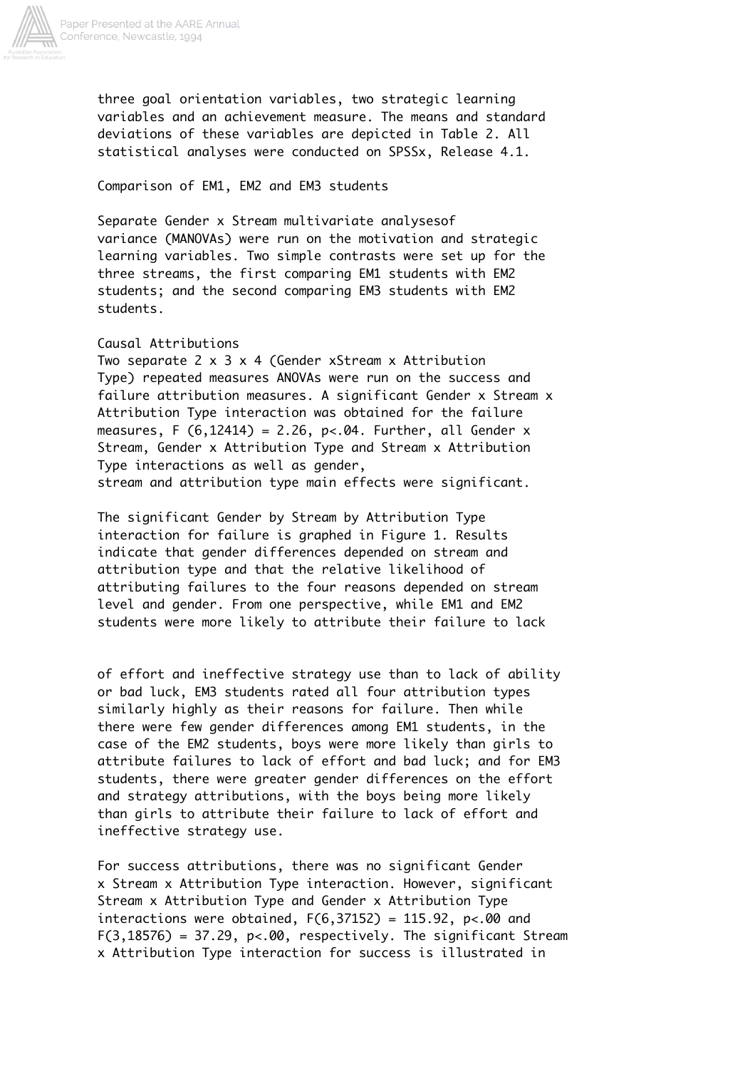three goal orientation variables, two strategic learning variables and an achievement measure. The means and standard deviations of these variables are depicted in Table 2. All statistical analyses were conducted on SPSSx, Release 4.1.

Comparison of EM1, EM2 and EM3 students

Separate Gender x Stream multivariate analysesof variance (MANOVAs) were run on the motivation and strategic learning variables. Two simple contrasts were set up for the three streams, the first comparing EM1 students with EM2 students; and the second comparing EM3 students with EM2 students.

Causal Attributions

Two separate 2 x 3 x 4 (Gender xStream x Attribution Type) repeated measures ANOVAs were run on the success and failure attribution measures. A significant Gender x Stream x Attribution Type interaction was obtained for the failure measures, $F(6,12414) = 2.26$, $p<.04$. Further, all Gender x Stream, Gender x Attribution Type and Stream x Attribution Type interactions as well as gender, stream and attribution type main effects were significant.

The significant Gender by Stream by Attribution Type interaction for failure is graphed in Figure 1. Results indicate that gender differences depended on stream and attribution type and that the relative likelihood of attributing failures to the four reasons depended on stream level and gender. From one perspective, while EM1 and EM2 students were more likely to attribute their failure to lack of effort and ineffective strategy use than to lack of ability or bad luck, EM3 students rated all four attribution types similarly highly as their reasons for failure. Then while there were few gender differences among EM1 students, in the case of the EM2 students, boys were more likely than girls to attribute failures to lack of effort and bad luck; and for EM3 students, there were greater gender differences on the effort and strategy attributions, with the boys being more likely than girls to attribute their failure to lack of effort and ineffective strategy use.

For success attributions, there was no significant Gender x Stream x Attribution Type interaction. However, significant Stream x Attribution Type and Gender x Attribution Type interactions were obtained, $F(6,37152) = 115.92$, $p<.00$ and $F(3,18576) = 37.29$, $p<.00$, respectively. The significant Stream x Attribution Type interaction for success is illustrated in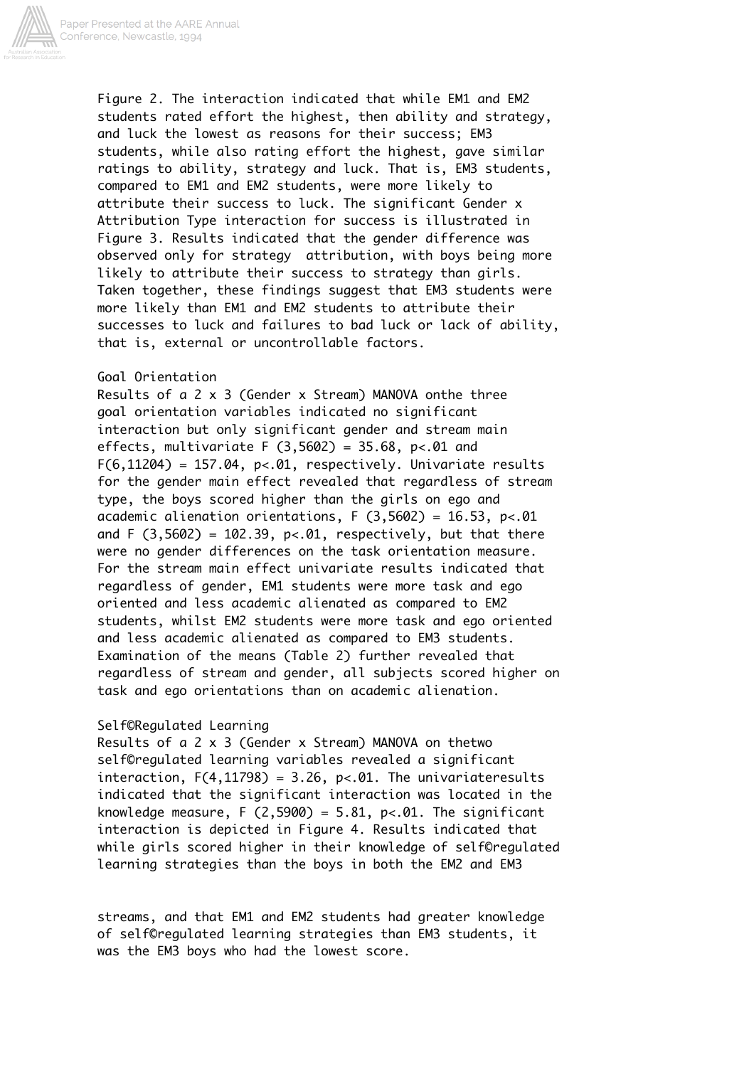Figure 2. The interaction indicated that while EM1 and EM2 students rated effort the highest, then ability and strategy, and luck the lowest as reasons for their success; EM3 students, while also rating effort the highest, gave similar ratings to ability, strategy and luck. That is, EM3 students, compared to EM1 and EM2 students, were more likely to attribute their success to luck. The significant Gender x Attribution Type interaction for success is illustrated in Figure 3. Results indicated that the gender difference was observed only for strategy attribution, with boys being more likely to attribute their success to strategy than girls. Taken together, these findings suggest that EM3 students were more likely than EM1 and EM2 students to attribute their successes to luck and failures to bad luck or lack of ability, that is, external or uncontrollable factors.

### Goal Orientation

Results of a 2 x 3 (Gender x Stream) MANOVA onthe three goal orientation variables indicated no significant interaction but only significant gender and stream main effects, multivariate $F(3,5602) = 35.68$, $p<.01$ and $F(6,11204) = 157.04$, $p<.01$, respectively. Univariate results for the gender main effect revealed that regardless of stream type, the boys scored higher than the girls on ego and academic alienation orientations, $F(3,5602) = 16.53$, $p<.01$ and $F(3,5602) = 102.39$, $p<.01$, respectively, but that there were no gender differences on the task orientation measure. For the stream main effect univariate results indicated that regardless of gender, EM1 students were more task and ego oriented and less academic alienated as compared to EM2 students, whilst EM2 students were more task and ego oriented and less academic alienated as compared to EM3 students. Examination of the means (Table 2) further revealed that regardless of stream and gender, all subjects scored higher on task and ego orientations than on academic alienation.

### Self©Regulated Learning

Results of a 2 x 3 (Gender x Stream) MANOVA on thetwo self©regulated learning variables revealed a significant interaction, $F(4,11798) = 3.26$, $p<.01$. The univariateresults indicated that the significant interaction was located in the knowledge measure, $F(2,5900) = 5.81$, $p<.01$. The significant interaction is depicted in Figure 4. Results indicated that while girls scored higher in their knowledge of self©regulated learning strategies than the boys in both the EM2 and EM3 streams, and that EM1 and EM2 students had greater knowledge of self©regulated learning strategies than EM3 students, it was the EM3 boys who had the lowest score.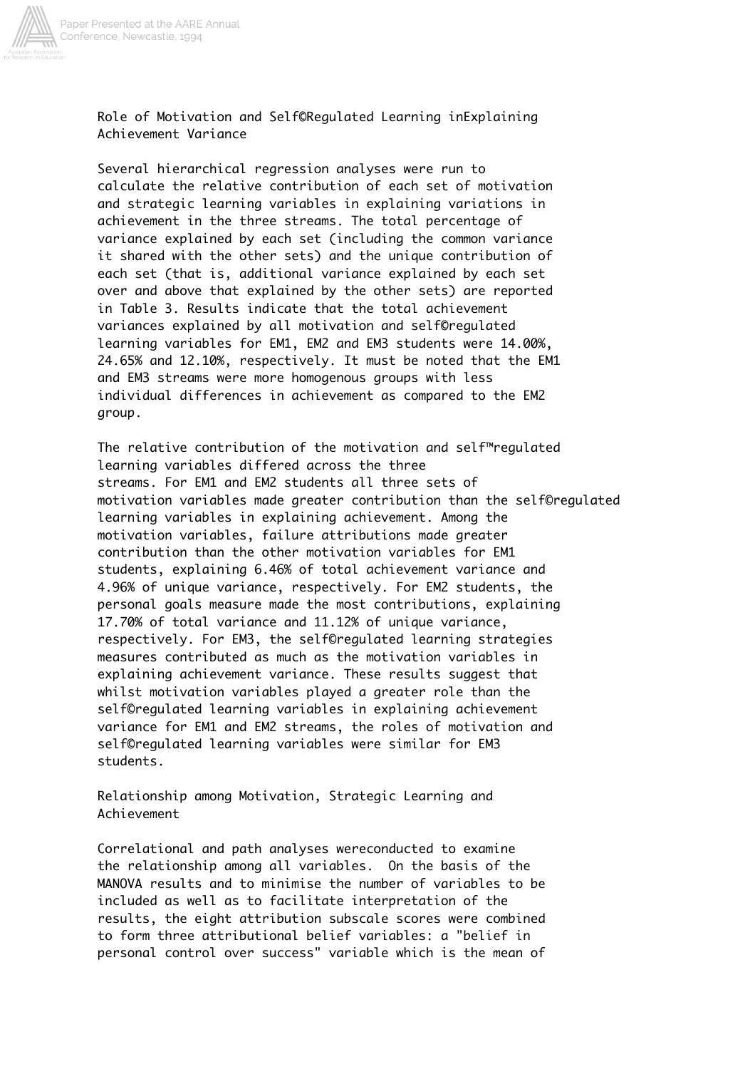## Role of Motivation and Self©Regulated Learning inExplaining Achievement Variance

Several hierarchical regression analyses were run to calculate the relative contribution of each set of motivation and strategic learning variables in explaining variations in achievement in the three streams. The total percentage of variance explained by each set (including the common variance it shared with the other sets) and the unique contribution of each set (that is, additional variance explained by each set over and above that explained by the other sets) are reported in Table 3. Results indicate that the total achievement variances explained by all motivation and self©regulated learning variables for EM1, EM2 and EM3 students were 14.00%, 24.65% and 12.10%, respectively. It must be noted that the EM1 and EM3 streams were more homogenous groups with less individual differences in achievement as compared to the EM2 group.

The relative contribution of the motivation and self™regulated learning variables differed across the three streams. For EM1 and EM2 students all three sets of motivation variables made greater contribution than the self©regulated learning variables in explaining achievement. Among the motivation variables, failure attributions made greater contribution than the other motivation variables for EM1 students, explaining 6.46% of total achievement variance and 4.96% of unique variance, respectively. For EM2 students, the personal goals measure made the most contributions, explaining 17.70% of total variance and 11.12% of unique variance, respectively. For EM3, the self©regulated learning strategies measures contributed as much as the motivation variables in explaining achievement variance. These results suggest that whilst motivation variables played a greater role than the self©regulated learning variables in explaining achievement variance for EM1 and EM2 streams, the roles of motivation and self©regulated learning variables were similar for EM3 students.

## Relationship among Motivation, Strategic Learning and Achievement

Correlational and path analyses wereconducted to examine the relationship among all variables. On the basis of the MANOVA results and to minimise the number of variables to be included as well as to facilitate interpretation of the results, the eight attribution subscale scores were combined to form three attributional belief variables: a "belief in personal control over success" variable which is the mean of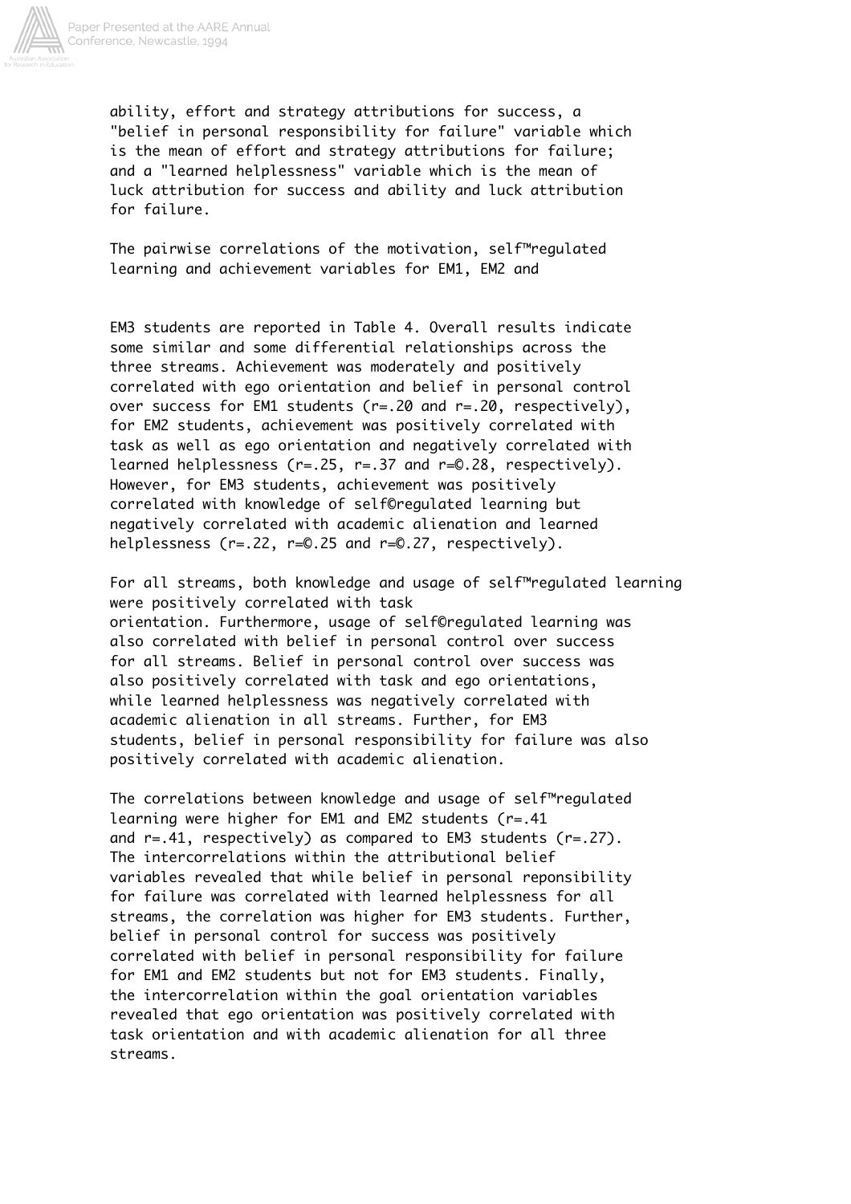ability, effort and strategy attributions for success, a "belief in personal responsibility for failure" variable which is the mean of effort and strategy attributions for failure; and a "learned helplessness" variable which is the mean of luck attribution for success and ability and luck attribution for failure.

The pairwise correlations of the motivation, self™regulated learning and achievement variables for EM1, EM2 and

EM3 students are reported in Table 4. Overall results indicate some similar and some differential relationships across the three streams. Achievement was moderately and positively correlated with ego orientation and belief in personal control over success for EM1 students (r=.20 and r=.20, respectively), for EM2 students, achievement was positively correlated with task as well as ego orientation and negatively correlated with learned helplessness (r=.25, r=.37 and r=©.28, respectively). However, for EM3 students, achievement was positively correlated with knowledge of self©regulated learning but negatively correlated with academic alienation and learned helplessness (r=.22, r=©.25 and r=©.27, respectively).

For all streams, both knowledge and usage of self™regulated learning were positively correlated with task orientation. Furthermore, usage of self©regulated learning was also correlated with belief in personal control over success for all streams. Belief in personal control over success was also positively correlated with task and ego orientations, while learned helplessness was negatively correlated with academic alienation in all streams. Further, for EM3 students, belief in personal responsibility for failure was also positively correlated with academic alienation.

The correlations between knowledge and usage of self™regulated learning were higher for EM1 and EM2 students (r=.41 and r=.41, respectively) as compared to EM3 students (r=.27). The intercorrelations within the attributional belief variables revealed that while belief in personal reponsibility for failure was correlated with learned helplessness for all streams, the correlation was higher for EM3 students. Further, belief in personal control for success was positively correlated with belief in personal responsibility for failure for EM1 and EM2 students but not for EM3 students. Finally, the intercorrelation within the goal orientation variables revealed that ego orientation was positively correlated with task orientation and with academic alienation for all three streams.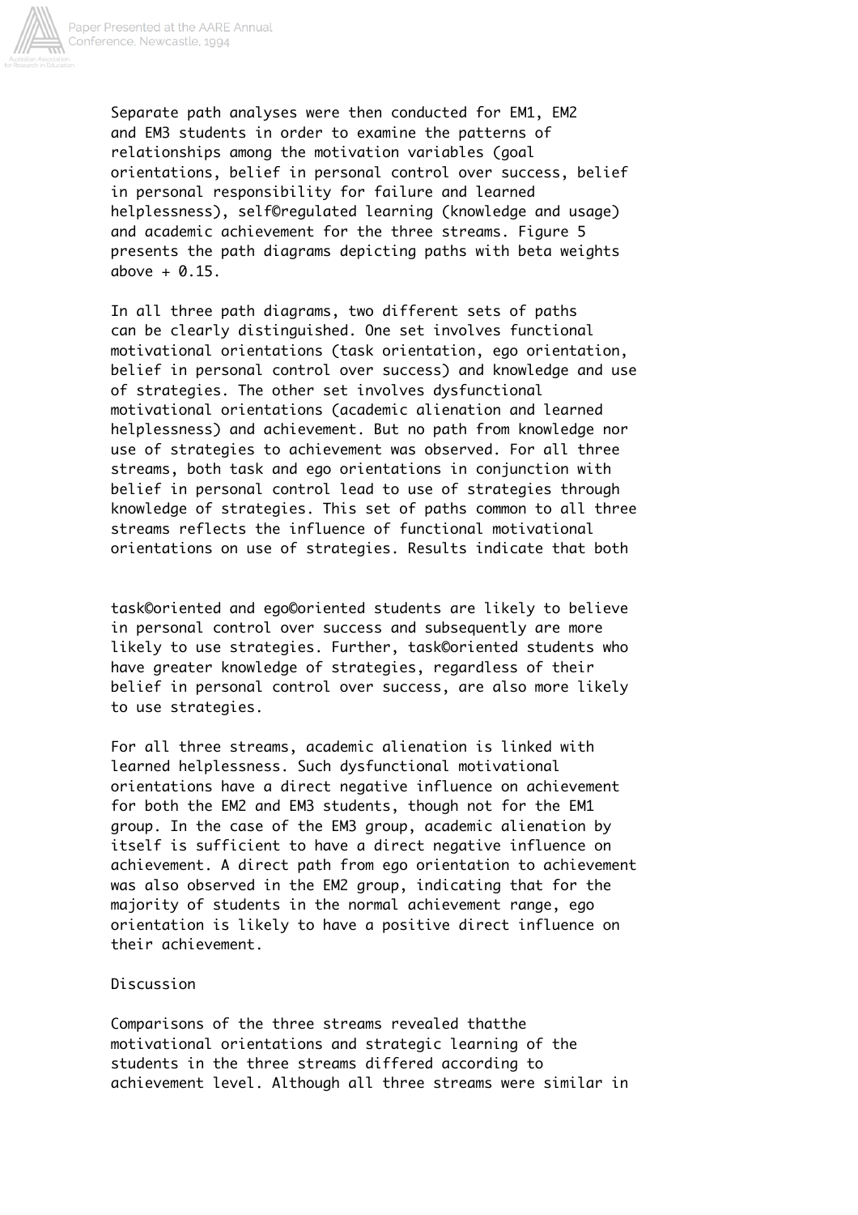Separate path analyses were then conducted for EM1, EM2 and EM3 students in order to examine the patterns of relationships among the motivation variables (goal orientations, belief in personal control over success, belief in personal responsibility for failure and learned helplessness), self©regulated learning (knowledge and usage) and academic achievement for the three streams. Figure 5 presents the path diagrams depicting paths with beta weights above + 0.15.

In all three path diagrams, two different sets of paths can be clearly distinguished. One set involves functional motivational orientations (task orientation, ego orientation, belief in personal control over success) and knowledge and use of strategies. The other set involves dysfunctional motivational orientations (academic alienation and learned helplessness) and achievement. But no path from knowledge nor use of strategies to achievement was observed. For all three streams, both task and ego orientations in conjunction with belief in personal control lead to use of strategies through knowledge of strategies. This set of paths common to all three streams reflects the influence of functional motivational orientations on use of strategies. Results indicate that both task©oriented and ego©oriented students are likely to believe in personal control over success and subsequently are more likely to use strategies. Further, task©oriented students who have greater knowledge of strategies, regardless of their belief in personal control over success, are also more likely to use strategies.

For all three streams, academic alienation is linked with learned helplessness. Such dysfunctional motivational orientations have a direct negative influence on achievement for both the EM2 and EM3 students, though not for the EM1 group. In the case of the EM3 group, academic alienation by itself is sufficient to have a direct negative influence on achievement. A direct path from ego orientation to achievement was also observed in the EM2 group, indicating that for the majority of students in the normal achievement range, ego orientation is likely to have a positive direct influence on their achievement.

## Discussion

Comparisons of the three streams revealed thatthe motivational orientations and strategic learning of the students in the three streams differed according to achievement level. Although all three streams were similar in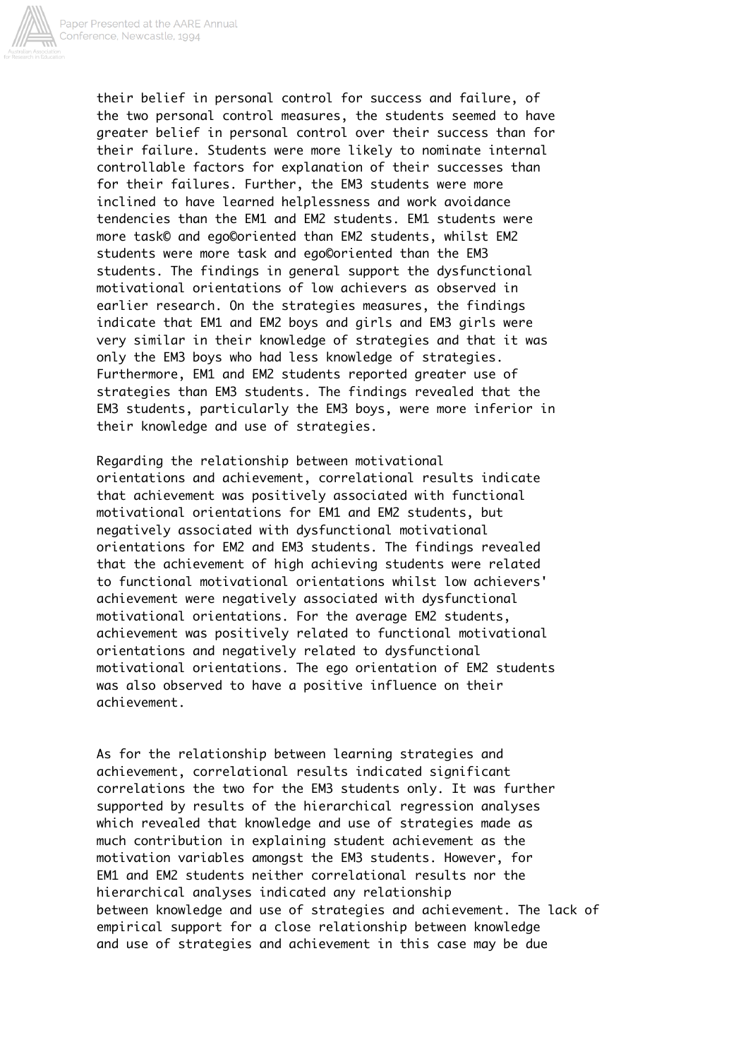their belief in personal control for success and failure, of the two personal control measures, the students seemed to have greater belief in personal control over their success than for their failure. Students were more likely to nominate internal controllable factors for explanation of their successes than for their failures. Further, the EM3 students were more inclined to have learned helplessness and work avoidance tendencies than the EM1 and EM2 students. EM1 students were more task© and ego©oriented than EM2 students, whilst EM2 students were more task and ego©oriented than the EM3 students. The findings in general support the dysfunctional motivational orientations of low achievers as observed in earlier research. On the strategies measures, the findings indicate that EM1 and EM2 boys and girls and EM3 girls were very similar in their knowledge of strategies and that it was only the EM3 boys who had less knowledge of strategies. Furthermore, EM1 and EM2 students reported greater use of strategies than EM3 students. The findings revealed that the EM3 students, particularly the EM3 boys, were more inferior in their knowledge and use of strategies.

Regarding the relationship between motivational orientations and achievement, correlational results indicate that achievement was positively associated with functional motivational orientations for EM1 and EM2 students, but negatively associated with dysfunctional motivational orientations for EM2 and EM3 students. The findings revealed that the achievement of high achieving students were related to functional motivational orientations whilst low achievers' achievement were negatively associated with dysfunctional motivational orientations. For the average EM2 students, achievement was positively related to functional motivational orientations and negatively related to dysfunctional motivational orientations. The ego orientation of EM2 students was also observed to have a positive influence on their achievement.

As for the relationship between learning strategies and achievement, correlational results indicated significant correlations the two for the EM3 students only. It was further supported by results of the hierarchical regression analyses which revealed that knowledge and use of strategies made as much contribution in explaining student achievement as the motivation variables amongst the EM3 students. However, for EM1 and EM2 students neither correlational results nor the hierarchical analyses indicated any relationship between knowledge and use of strategies and achievement. The lack of empirical support for a close relationship between knowledge and use of strategies and achievement in this case may be due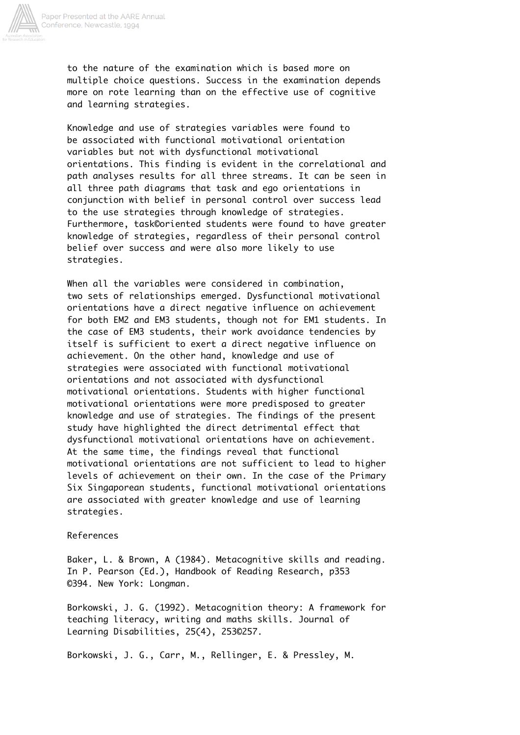to the nature of the examination which is based more on multiple choice questions. Success in the examination depends more on rote learning than on the effective use of cognitive and learning strategies.

Knowledge and use of strategies variables were found to be associated with functional motivational orientation variables but not with dysfunctional motivational orientations. This finding is evident in the correlational and path analyses results for all three streams. It can be seen in all three path diagrams that task and ego orientations in conjunction with belief in personal control over success lead to the use strategies through knowledge of strategies. Furthermore, task©oriented students were found to have greater knowledge of strategies, regardless of their personal control belief over success and were also more likely to use strategies.

When all the variables were considered in combination, two sets of relationships emerged. Dysfunctional motivational orientations have a direct negative influence on achievement for both EM2 and EM3 students, though not for EM1 students. In the case of EM3 students, their work avoidance tendencies by itself is sufficient to exert a direct negative influence on achievement. On the other hand, knowledge and use of strategies were associated with functional motivational orientations and not associated with dysfunctional motivational orientations. Students with higher functional motivational orientations were more predisposed to greater knowledge and use of strategies. The findings of the present study have highlighted the direct detrimental effect that dysfunctional motivational orientations have on achievement. At the same time, the findings reveal that functional motivational orientations are not sufficient to lead to higher levels of achievement on their own. In the case of the Primary Six Singaporean students, functional motivational orientations are associated with greater knowledge and use of learning strategies.

## References

Baker, L. & Brown, A (1984). Metacognitive skills and reading. In P. Pearson (Ed.), Handbook of Reading Research, p353 ©394. New York: Longman.

Borkowski, J. G. (1992). Metacognition theory: A framework for teaching literacy, writing and maths skills. Journal of Learning Disabilities, 25(4), 253©257.

Borkowski, J. G., Carr, M., Rellinger, E. & Pressley, M.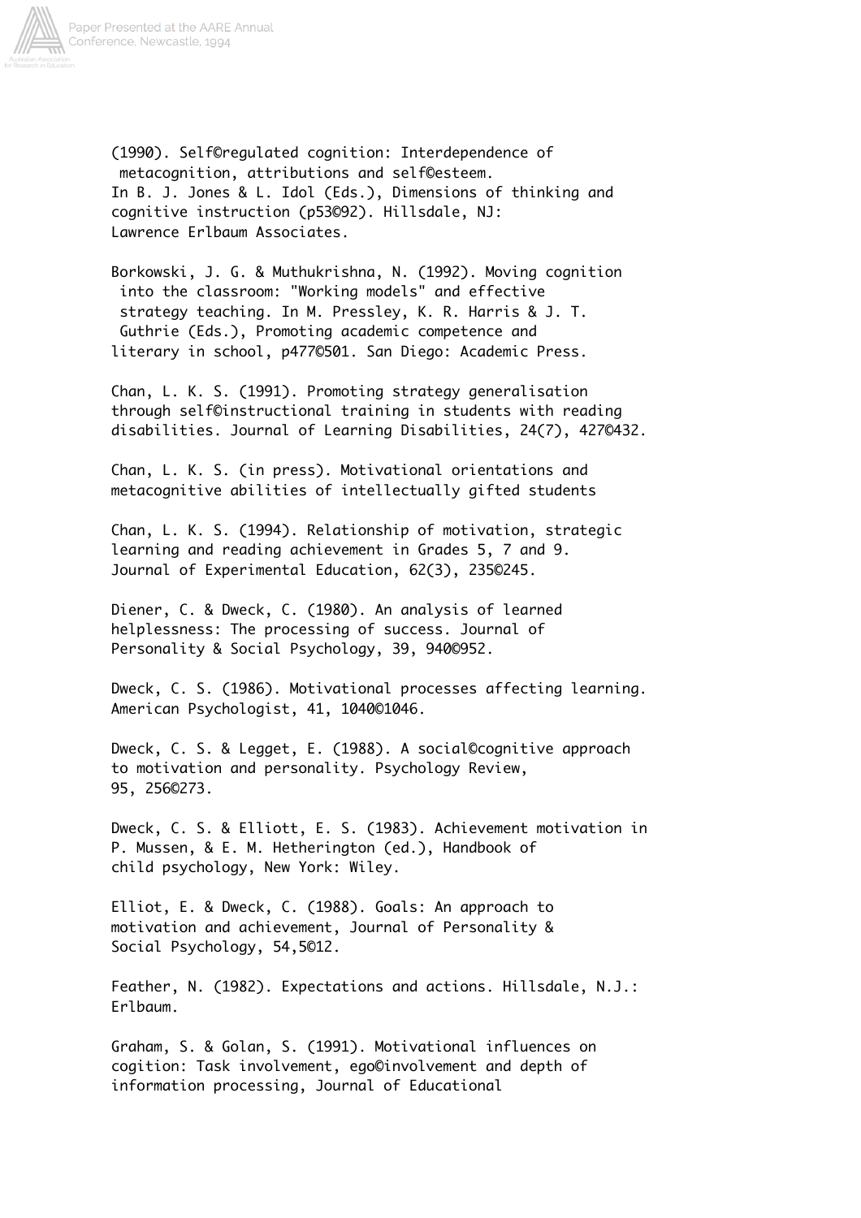(1990). Self©regulated cognition: Interdependence of metacognition, attributions and self©esteem. In B. J. Jones & L. Idol (Eds.), Dimensions of thinking and cognitive instruction (p53©92). Hillsdale, NJ: Lawrence Erlbaum Associates.

Borkowski, J. G. & Muthukrishna, N. (1992). Moving cognition into the classroom: "Working models" and effective strategy teaching. In M. Pressley, K. R. Harris & J. T. Guthrie (Eds.), Promoting academic competence and literary in school, p477©501. San Diego: Academic Press.

Chan, L. K. S. (1991). Promoting strategy generalisation through self©instructional training in students with reading disabilities. Journal of Learning Disabilities, 24(7), 427©432.

Chan, L. K. S. (in press). Motivational orientations and metacognitive abilities of intellectually gifted students

Chan, L. K. S. (1994). Relationship of motivation, strategic learning and reading achievement in Grades 5, 7 and 9. Journal of Experimental Education, 62(3), 235©245.

Diener, C. & Dweck, C. (1980). An analysis of learned helplessness: The processing of success. Journal of Personality & Social Psychology, 39, 940©952.

Dweck, C. S. (1986). Motivational processes affecting learning. American Psychologist, 41, 1040©1046.

Dweck, C. S. & Legget, E. (1988). A social©cognitive approach to motivation and personality. Psychology Review, 95, 256©273.

Dweck, C. S. & Elliott, E. S. (1983). Achievement motivation in P. Mussen, & E. M. Hetherington (ed.), Handbook of child psychology, New York: Wiley.

Elliot, E. & Dweck, C. (1988). Goals: An approach to motivation and achievement, Journal of Personality & Social Psychology, 54,5©12.

Feather, N. (1982). Expectations and actions. Hillsdale, N.J.: Erlbaum.

Graham, S. & Golan, S. (1991). Motivational influences on cogition: Task involvement, ego©involvement and depth of information processing, Journal of Educational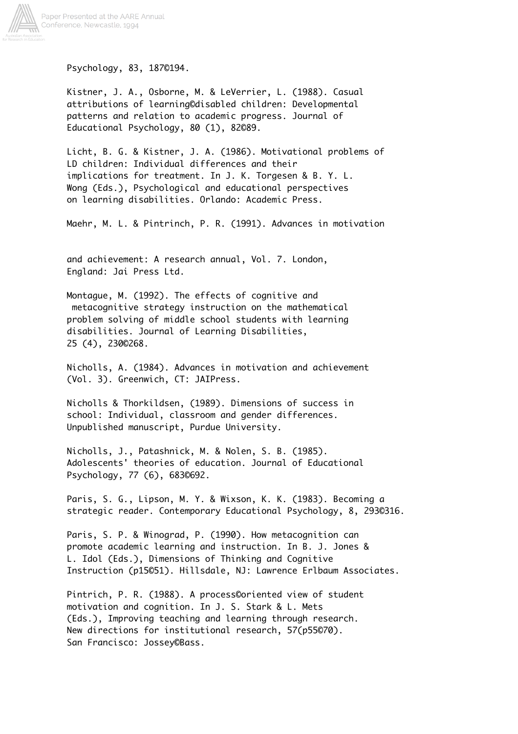Psychology, 83, 187©194.

Kistner, J. A., Osborne, M. & LeVerrier, L. (1988). Casual attributions of learning©disabled children: Developmental patterns and relation to academic progress. Journal of Educational Psychology, 80 (1), 82©89.

Licht, B. G. & Kistner, J. A. (1986). Motivational problems of LD children: Individual differences and their implications for treatment. In J. K. Torgesen & B. Y. L. Wong (Eds.), Psychological and educational perspectives on learning disabilities. Orlando: Academic Press.

Maehr, M. L. & Pintrinch, P. R. (1991). Advances in motivation and achievement: A research annual, Vol. 7. London, England: Jai Press Ltd.

Montague, M. (1992). The effects of cognitive and metacognitive strategy instruction on the mathematical problem solving of middle school students with learning disabilities. Journal of Learning Disabilities, 25 (4), 230©268.

Nicholls, A. (1984). Advances in motivation and achievement (Vol. 3). Greenwich, CT: JAIPress.

Nicholls & Thorkildsen, (1989). Dimensions of success in school: Individual, classroom and gender differences. Unpublished manuscript, Purdue University.

Nicholls, J., Patashnick, M. & Nolen, S. B. (1985). Adolescents' theories of education. Journal of Educational Psychology, 77 (6), 683©692.

Paris, S. G., Lipson, M. Y. & Wixson, K. K. (1983). Becoming a strategic reader. Contemporary Educational Psychology, 8, 293©316.

Paris, S. P. & Winograd, P. (1990). How metacognition can promote academic learning and instruction. In B. J. Jones & L. Idol (Eds.), Dimensions of Thinking and Cognitive Instruction (p15©51). Hillsdale, NJ: Lawrence Erlbaum Associates.

Pintrich, P. R. (1988). A process©oriented view of student motivation and cognition. In J. S. Stark & L. Mets (Eds.), Improving teaching and learning through research. New directions for institutional research, 57(p55©70). San Francisco: Jossey©Bass.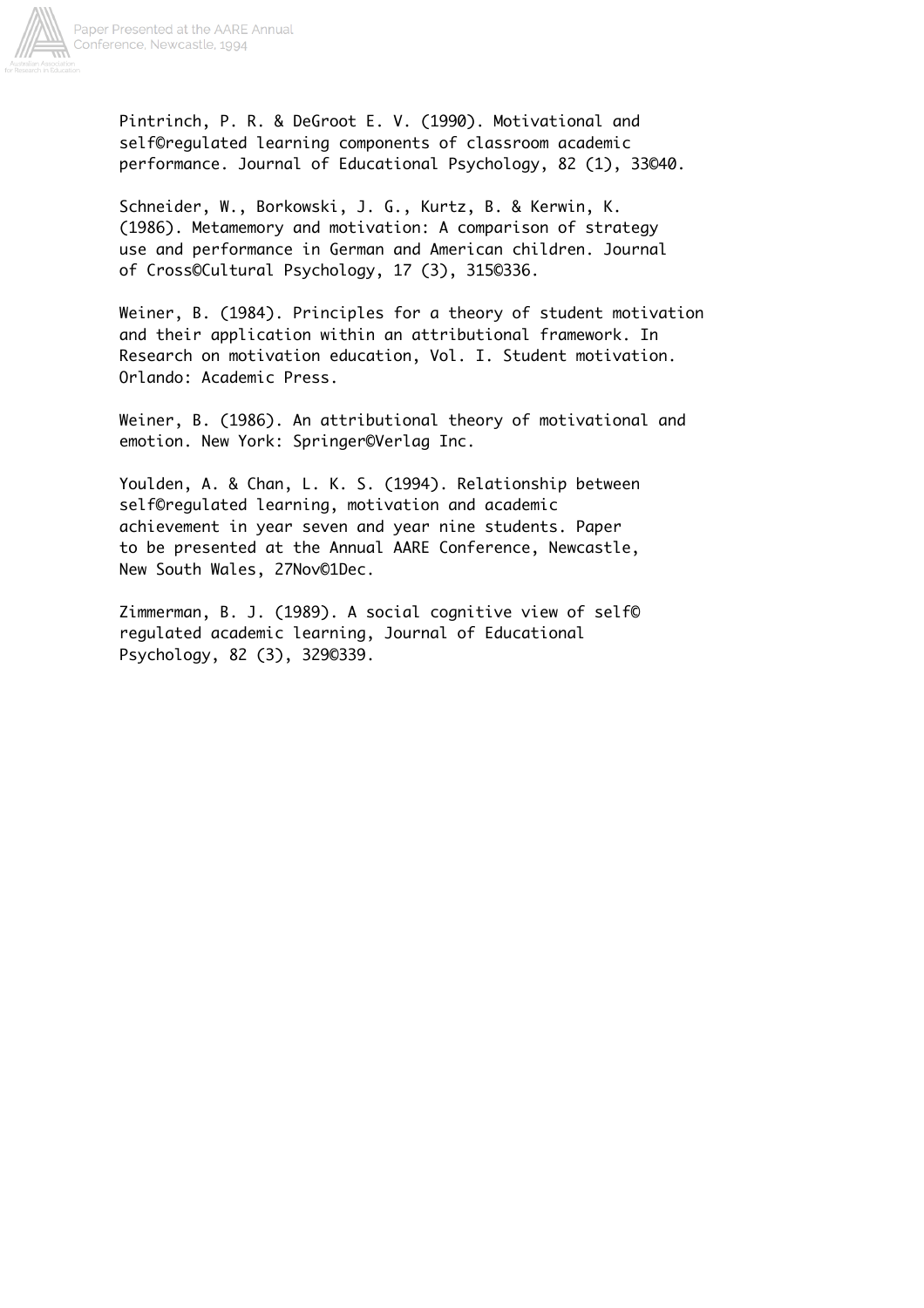Pintrinch, P. R. & DeGroot E. V. (1990). Motivational and self©regulated learning components of classroom academic performance. Journal of Educational Psychology, 82 (1), 33©40.

Schneider, W., Borkowski, J. G., Kurtz, B. & Kerwin, K. (1986). Metamemory and motivation: A comparison of strategy use and performance in German and American children. Journal of Cross©Cultural Psychology, 17 (3), 315©336.

Weiner, B. (1984). Principles for a theory of student motivation and their application within an attributional framework. In Research on motivation education, Vol. I. Student motivation. Orlando: Academic Press.

Weiner, B. (1986). An attributional theory of motivational and emotion. New York: Springer©Verlag Inc.

Youlden, A. & Chan, L. K. S. (1994). Relationship between self©regulated learning, motivation and academic achievement in year seven and year nine students. Paper to be presented at the Annual AARE Conference, Newcastle, New South Wales, 27Nov©1Dec.

Zimmerman, B. J. (1989). A social cognitive view of self© regulated academic learning, Journal of Educational Psychology, 82 (3), 329©339.